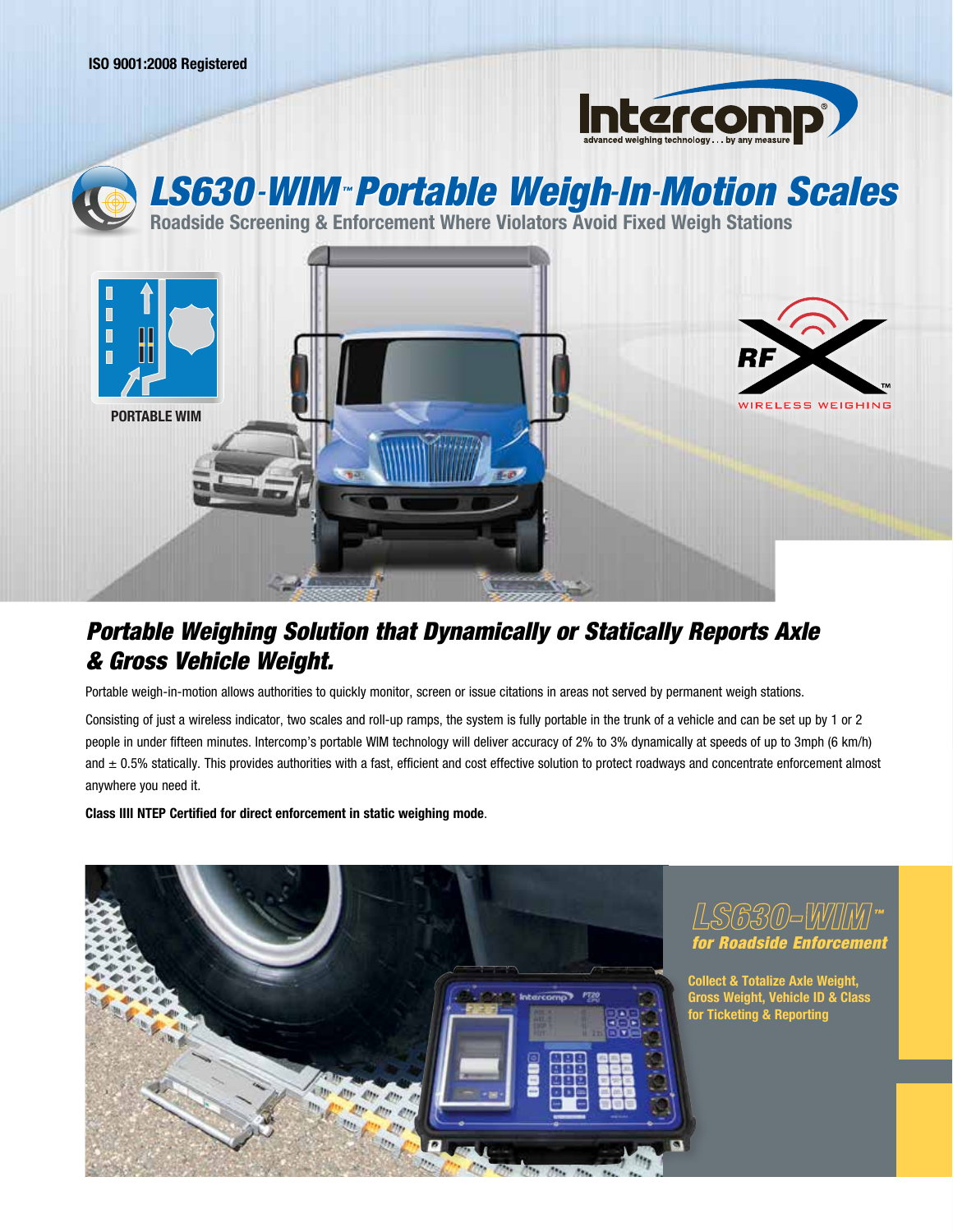ISO 9001:2008 Registered

Intercomp®
advanced weighing technology . . . by any measure

# LS630-WIM™ Portable Weigh-In-Motion Scales

**Roadside Screening & Enforcement Where Violators Avoid Fixed Weigh Stations**

PORTABLE WIM

RF™ WIRELESS WEIGHING

## *Portable Weighing Solution that Dynamically or Statically Reports Axle & Gross Vehicle Weight.*

Portable weigh-in-motion allows authorities to quickly monitor, screen or issue citations in areas not served by permanent weigh stations.

Consisting of just a wireless indicator, two scales and roll-up ramps, the system is fully portable in the trunk of a vehicle and can be set up by 1 or 2 people in under fifteen minutes. Intercomp's portable WIM technology will deliver accuracy of 2% to 3% dynamically at speeds of up to 3mph (6 km/h) and ± 0.5% statically. This provides authorities with a fast, efficient and cost effective solution to protect roadways and concentrate enforcement almost anywhere you need it.

**Class IIII NTEP Certified for direct enforcement in static weighing mode**.

### LS630-WIM™ *for Roadside Enforcement*

**Collect & Totalize Axle Weight, Gross Weight, Vehicle ID & Class for Ticketing & Reporting**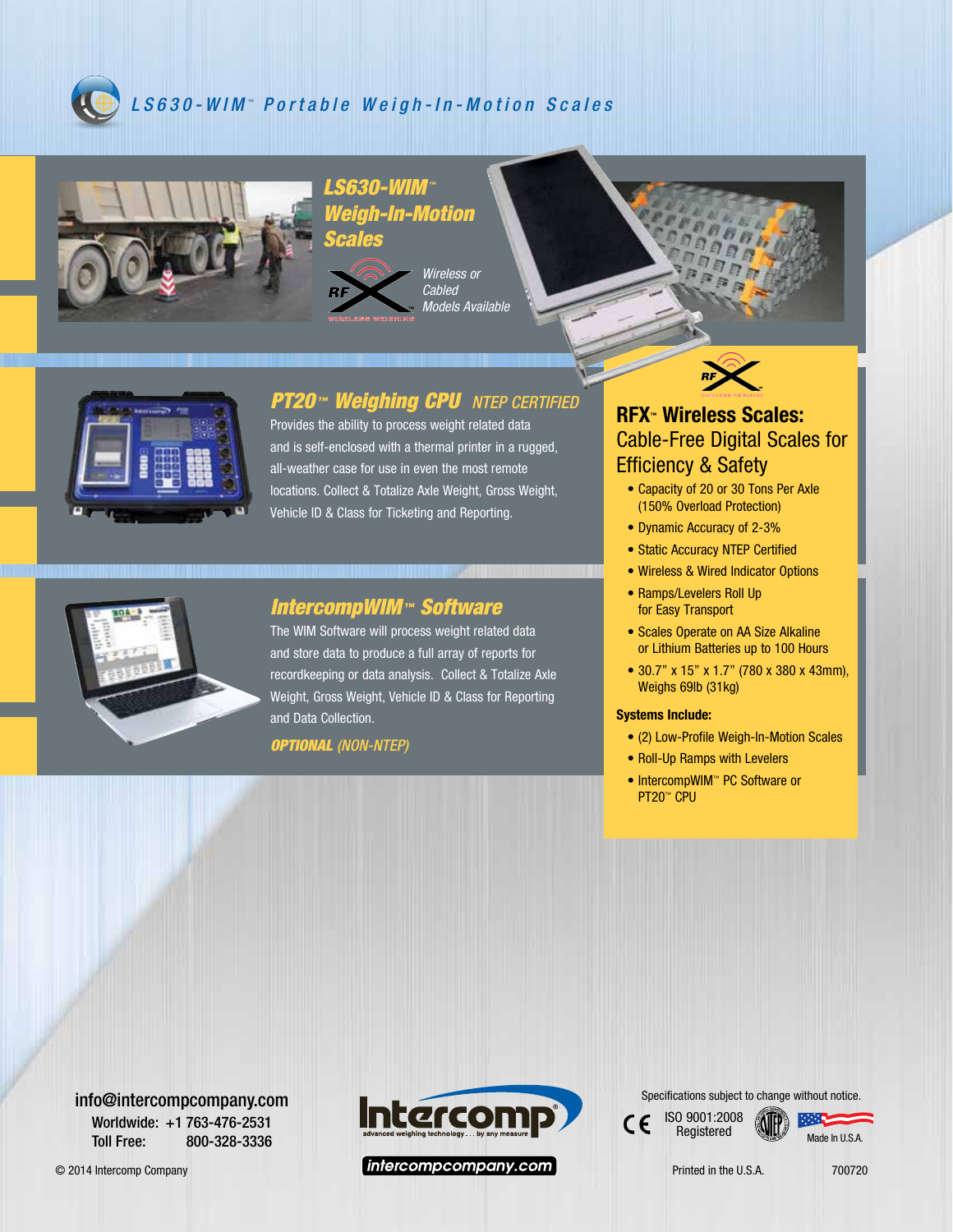# LS630-WIM™ Portable Weigh-In-Motion Scales

## LS630-WIM™ Weigh-In-Motion Scales

*Wireless or Cabled Models Available*

## PT20™ Weighing CPU *NTEP CERTIFIED*

Provides the ability to process weight related data and is self-enclosed with a thermal printer in a rugged, all-weather case for use in even the most remote locations. Collect & Totalize Axle Weight, Gross Weight, Vehicle ID & Class for Ticketing and Reporting.

## IntercompWIM™ Software

The WIM Software will process weight related data and store data to produce a full array of reports for recordkeeping or data analysis. Collect & Totalize Axle Weight, Gross Weight, Vehicle ID & Class for Reporting and Data Collection.

***OPTIONAL** (NON-NTEP)*

## RFX™ Wireless Scales:

Cable-Free Digital Scales for Efficiency & Safety

- Capacity of 20 or 30 Tons Per Axle (150% Overload Protection)
- Dynamic Accuracy of 2-3%
- Static Accuracy NTEP Certified
- Wireless & Wired Indicator Options
- Ramps/Levelers Roll Up for Easy Transport
- Scales Operate on AA Size Alkaline or Lithium Batteries up to 100 Hours
- 30.7" x 15" x 1.7" (780 x 380 x 43mm), Weighs 69lb (31kg)

**Systems Include:**

- (2) Low-Profile Weigh-In-Motion Scales
- Roll-Up Ramps with Levelers
- IntercompWIM™ PC Software or PT20™ CPU

info@intercompcompany.com
Worldwide: +1 763-476-2531
Toll Free: 800-328-3336

© 2014 Intercomp Company

Intercomp — advanced weighing technology . . . by any measure

intercompcompany.com

Specifications subject to change without notice.

ISO 9001:2008 Registered

Made In U.S.A.

Printed in the U.S.A. 700720